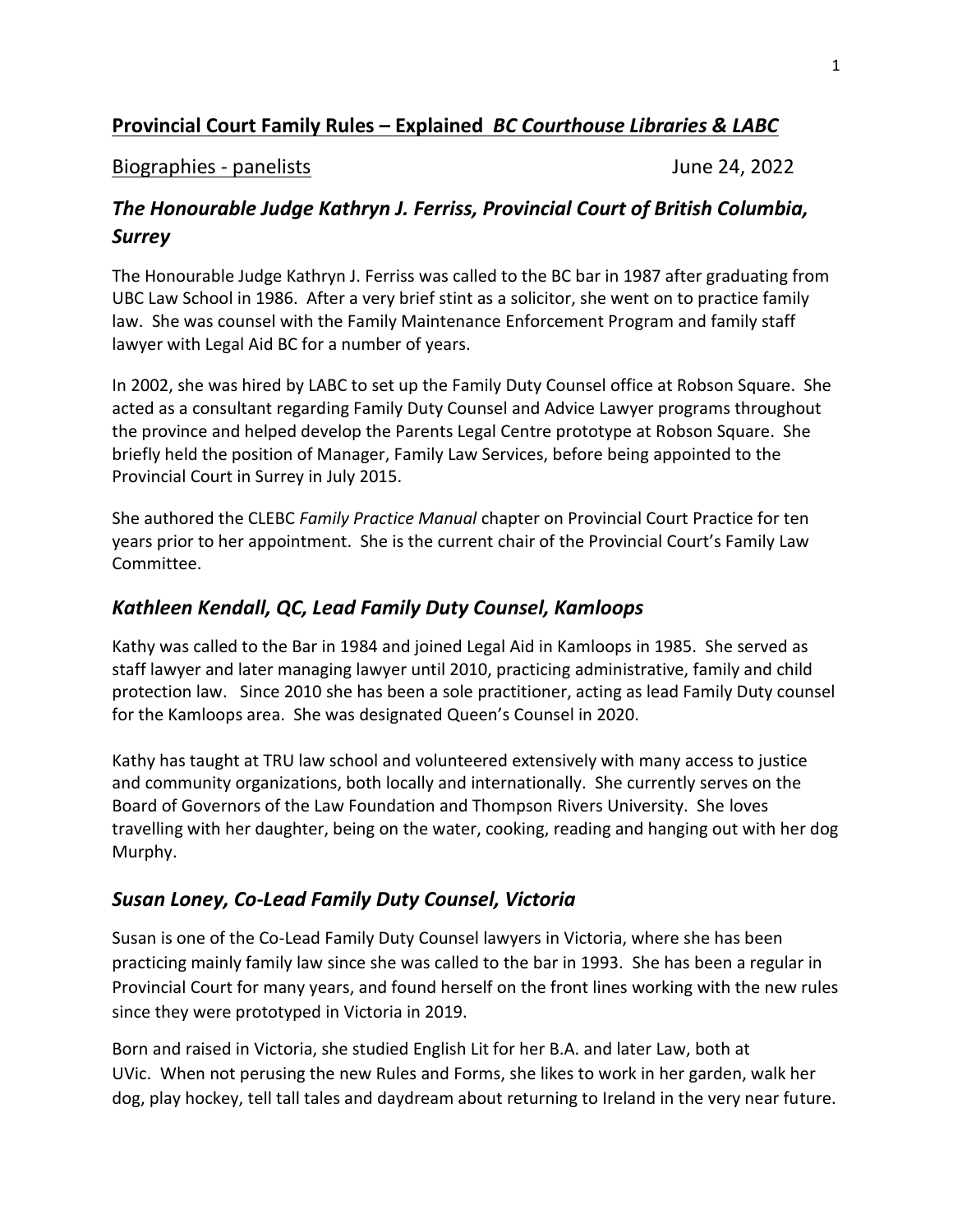**Provincial Court Family Rules – Explained** ***BC Courthouse Libraries & LABC***

Biographies - panelists June 24, 2022

## *The Honourable Judge Kathryn J. Ferriss, Provincial Court of British Columbia, Surrey*

The Honourable Judge Kathryn J. Ferriss was called to the BC bar in 1987 after graduating from UBC Law School in 1986. After a very brief stint as a solicitor, she went on to practice family law. She was counsel with the Family Maintenance Enforcement Program and family staff lawyer with Legal Aid BC for a number of years.

In 2002, she was hired by LABC to set up the Family Duty Counsel office at Robson Square. She acted as a consultant regarding Family Duty Counsel and Advice Lawyer programs throughout the province and helped develop the Parents Legal Centre prototype at Robson Square. She briefly held the position of Manager, Family Law Services, before being appointed to the Provincial Court in Surrey in July 2015.

She authored the CLEBC *Family Practice Manual* chapter on Provincial Court Practice for ten years prior to her appointment. She is the current chair of the Provincial Court's Family Law Committee.

## *Kathleen Kendall, QC, Lead Family Duty Counsel, Kamloops*

Kathy was called to the Bar in 1984 and joined Legal Aid in Kamloops in 1985. She served as staff lawyer and later managing lawyer until 2010, practicing administrative, family and child protection law. Since 2010 she has been a sole practitioner, acting as lead Family Duty counsel for the Kamloops area. She was designated Queen's Counsel in 2020.

Kathy has taught at TRU law school and volunteered extensively with many access to justice and community organizations, both locally and internationally. She currently serves on the Board of Governors of the Law Foundation and Thompson Rivers University. She loves travelling with her daughter, being on the water, cooking, reading and hanging out with her dog Murphy.

## *Susan Loney, Co-Lead Family Duty Counsel, Victoria*

Susan is one of the Co-Lead Family Duty Counsel lawyers in Victoria, where she has been practicing mainly family law since she was called to the bar in 1993. She has been a regular in Provincial Court for many years, and found herself on the front lines working with the new rules since they were prototyped in Victoria in 2019.

Born and raised in Victoria, she studied English Lit for her B.A. and later Law, both at UVic. When not perusing the new Rules and Forms, she likes to work in her garden, walk her dog, play hockey, tell tall tales and daydream about returning to Ireland in the very near future.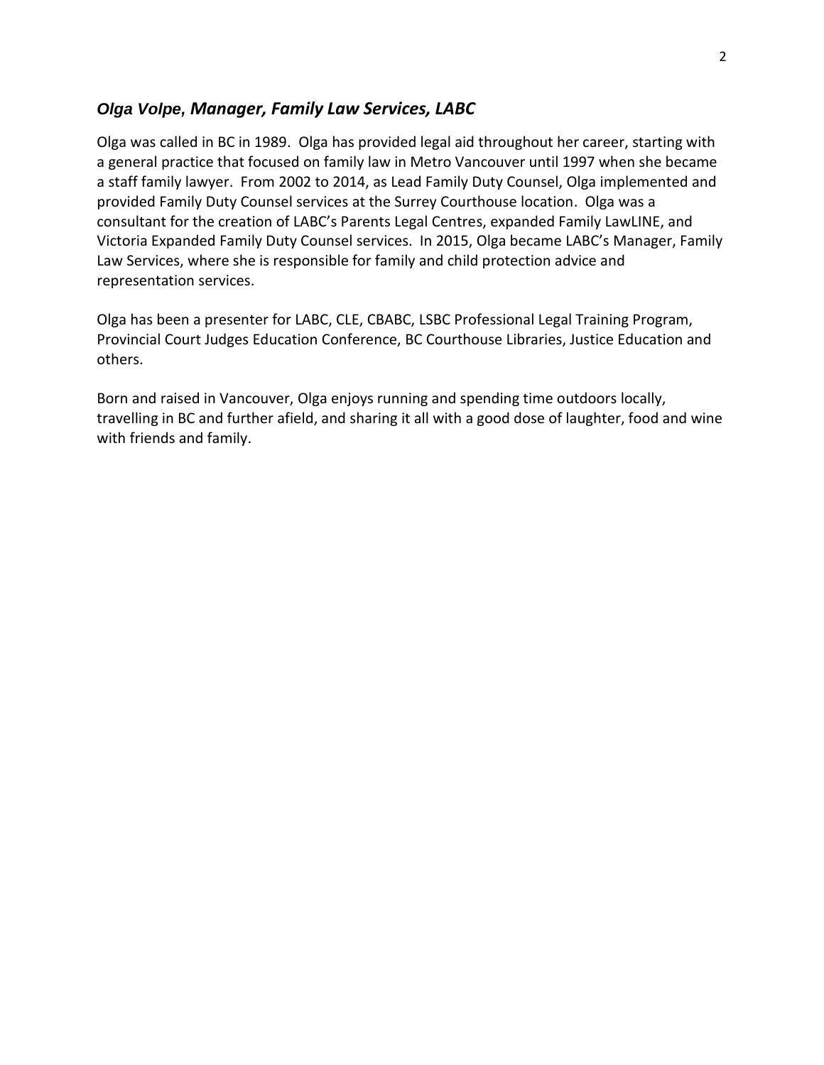### *Olga Volpe, Manager, Family Law Services, LABC*

Olga was called in BC in 1989. Olga has provided legal aid throughout her career, starting with a general practice that focused on family law in Metro Vancouver until 1997 when she became a staff family lawyer. From 2002 to 2014, as Lead Family Duty Counsel, Olga implemented and provided Family Duty Counsel services at the Surrey Courthouse location. Olga was a consultant for the creation of LABC's Parents Legal Centres, expanded Family LawLINE, and Victoria Expanded Family Duty Counsel services. In 2015, Olga became LABC's Manager, Family Law Services, where she is responsible for family and child protection advice and representation services.

Olga has been a presenter for LABC, CLE, CBABC, LSBC Professional Legal Training Program, Provincial Court Judges Education Conference, BC Courthouse Libraries, Justice Education and others.

Born and raised in Vancouver, Olga enjoys running and spending time outdoors locally, travelling in BC and further afield, and sharing it all with a good dose of laughter, food and wine with friends and family.